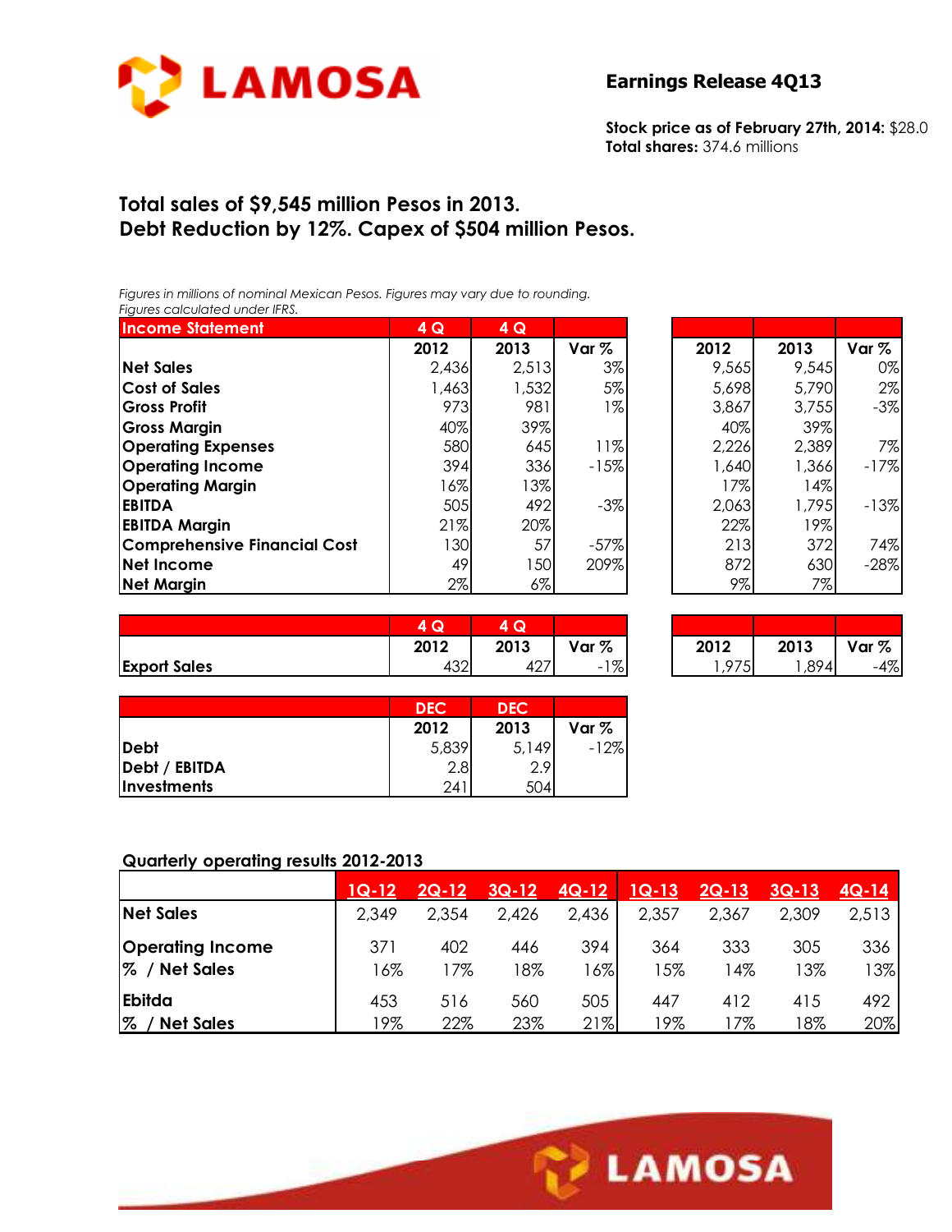**Earnings Release 4Q13**

**Stock price as of February 27th, 2014:** $28.0
**Total shares:** 374.6 millions

## Total sales of $9,545 million Pesos in 2013.
## Debt Reduction by 12%. Capex of $504 million Pesos.

*Figures in millions of nominal Mexican Pesos. Figures may vary due to rounding.*
*Figures calculated under IFRS.*

| Income Statement | 4 Q 2012 | 4 Q 2013 | Var % | 2012 | 2013 | Var % |
|---|---|---|---|---|---|---|
| Net Sales | 2,436 | 2,513 | 3% | 9,565 | 9,545 | 0% |
| Cost of Sales | 1,463 | 1,532 | 5% | 5,698 | 5,790 | 2% |
| Gross Profit | 973 | 981 | 1% | 3,867 | 3,755 | -3% |
| Gross Margin | 40% | 39% | | 40% | 39% | |
| Operating Expenses | 580 | 645 | 11% | 2,226 | 2,389 | 7% |
| Operating Income | 394 | 336 | -15% | 1,640 | 1,366 | -17% |
| Operating Margin | 16% | 13% | | 17% | 14% | |
| EBITDA | 505 | 492 | -3% | 2,063 | 1,795 | -13% |
| EBITDA Margin | 21% | 20% | | 22% | 19% | |
| Comprehensive Financial Cost | 130 | 57 | -57% | 213 | 372 | 74% |
| Net Income | 49 | 150 | 209% | 872 | 630 | -28% |
| Net Margin | 2% | 6% | | 9% | 7% | |

| | 4 Q 2012 | 4 Q 2013 | Var % | 2012 | 2013 | Var % |
|---|---|---|---|---|---|---|
| Export Sales | 432 | 427 | -1% | 1,975 | 1,894 | -4% |

| | DEC 2012 | DEC 2013 | Var % |
|---|---|---|---|
| Debt | 5,839 | 5,149 | -12% |
| Debt / EBITDA | 2.8 | 2.9 | |
| Investments | 241 | 504 | |

**Quarterly operating results 2012-2013**

| | 1Q-12 | 2Q-12 | 3Q-12 | 4Q-12 | 1Q-13 | 2Q-13 | 3Q-13 | 4Q-14 |
|---|---|---|---|---|---|---|---|---|
| Net Sales | 2,349 | 2,354 | 2,426 | 2,436 | 2,357 | 2,367 | 2,309 | 2,513 |
| Operating Income | 371 | 402 | 446 | 394 | 364 | 333 | 305 | 336 |
| % / Net Sales | 16% | 17% | 18% | 16% | 15% | 14% | 13% | 13% |
| Ebitda | 453 | 516 | 560 | 505 | 447 | 412 | 415 | 492 |
| % / Net Sales | 19% | 22% | 23% | 21% | 19% | 17% | 18% | 20% |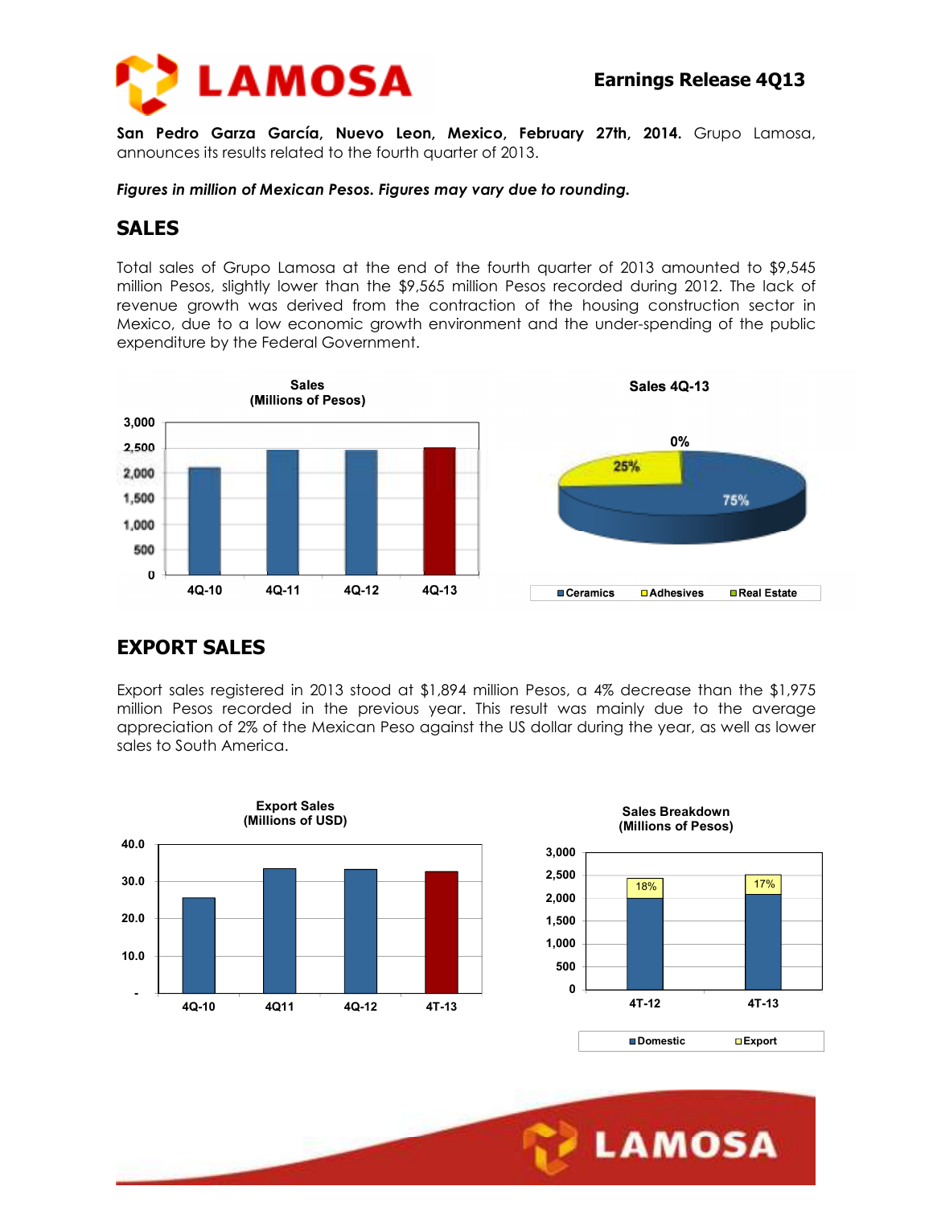**Earnings Release 4Q13**

**San Pedro Garza García, Nuevo Leon, Mexico, February 27th, 2014.** Grupo Lamosa, announces its results related to the fourth quarter of 2013.

***Figures in million of Mexican Pesos. Figures may vary due to rounding.***

## SALES

Total sales of Grupo Lamosa at the end of the fourth quarter of 2013 amounted to $9,545 million Pesos, slightly lower than the $9,565 million Pesos recorded during 2012. The lack of revenue growth was derived from the contraction of the housing construction sector in Mexico, due to a low economic growth environment and the under-spending of the public expenditure by the Federal Government.

Sales
(Millions of Pesos)
3,000
2,500
2,000
1,500
1,000
500
0
4Q-10
4Q-11
4Q-12
4Q-13

Sales 4Q-13
0%
25%
75%
Ceramics
Adhesives
Real Estate

## EXPORT SALES

Export sales registered in 2013 stood at $1,894 million Pesos, a 4% decrease than the $1,975 million Pesos recorded in the previous year. This result was mainly due to the average appreciation of 2% of the Mexican Peso against the US dollar during the year, as well as lower sales to South America.

Export Sales
(Millions of USD)
40.0
30.0
20.0
10.0
-
4Q-10
4Q11
4Q-12
4T-13

Sales Breakdown
(Millions of Pesos)
3,000
2,500
2,000
1,500
1,000
500
0
18%
17%
4T-12
4T-13
Domestic
Export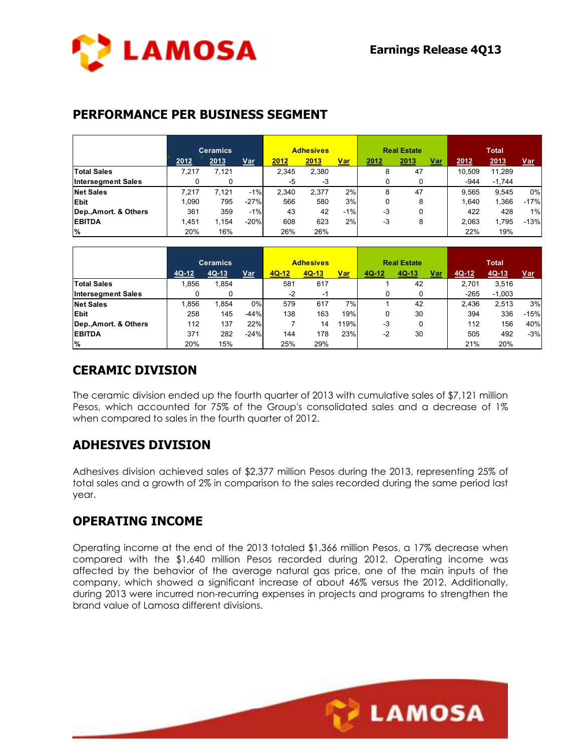## PERFORMANCE PER BUSINESS SEGMENT

| | Ceramics | | | Adhesives | | | Real Estate | | | Total | | |
|---|---|---|---|---|---|---|---|---|---|---|---|---|
| | 2012 | 2013 | Var | 2012 | 2013 | Var | 2012 | 2013 | Var | 2012 | 2013 | Var |
| Total Sales | 7,217 | 7,121 | | 2,345 | 2,380 | | 8 | 47 | | 10,509 | 11,289 | |
| Intersegment Sales | 0 | 0 | | -5 | -3 | | 0 | 0 | | -944 | -1,744 | |
| Net Sales | 7,217 | 7,121 | -1% | 2,340 | 2,377 | 2% | 8 | 47 | | 9,565 | 9,545 | 0% |
| Ebit | 1,090 | 795 | -27% | 566 | 580 | 3% | 0 | 8 | | 1,640 | 1,366 | -17% |
| Dep.,Amort. & Others | 361 | 359 | -1% | 43 | 42 | -1% | -3 | 0 | | 422 | 428 | 1% |
| EBITDA | 1,451 | 1,154 | -20% | 608 | 623 | 2% | -3 | 8 | | 2,063 | 1,795 | -13% |
| % | 20% | 16% | | 26% | 26% | | | | | 22% | 19% | |

| | Ceramics | | | Adhesives | | | Real Estate | | | Total | | |
|---|---|---|---|---|---|---|---|---|---|---|---|---|
| | 4Q-12 | 4Q-13 | Var | 4Q-12 | 4Q-13 | Var | 4Q-12 | 4Q-13 | Var | 4Q-12 | 4Q-13 | Var |
| Total Sales | 1,856 | 1,854 | | 581 | 617 | | 1 | 42 | | 2,701 | 3,516 | |
| Intersegment Sales | 0 | 0 | | -2 | -1 | | 0 | 0 | | -265 | -1,003 | |
| Net Sales | 1,856 | 1,854 | 0% | 579 | 617 | 7% | 1 | 42 | | 2,436 | 2,513 | 3% |
| Ebit | 258 | 145 | -44% | 138 | 163 | 19% | 0 | 30 | | 394 | 336 | -15% |
| Dep.,Amort. & Others | 112 | 137 | 22% | 7 | 14 | 119% | -3 | 0 | | 112 | 156 | 40% |
| EBITDA | 371 | 282 | -24% | 144 | 178 | 23% | -2 | 30 | | 505 | 492 | -3% |
| % | 20% | 15% | | 25% | 29% | | | | | 21% | 20% | |

## CERAMIC DIVISION

The ceramic division ended up the fourth quarter of 2013 with cumulative sales of $7,121 million Pesos, which accounted for 75% of the Group's consolidated sales and a decrease of 1% when compared to sales in the fourth quarter of 2012.

## ADHESIVES DIVISION

Adhesives division achieved sales of $2,377 million Pesos during the 2013, representing 25% of total sales and a growth of 2% in comparison to the sales recorded during the same period last year.

## OPERATING INCOME

Operating income at the end of the 2013 totaled $1,366 million Pesos, a 17% decrease when compared with the $1,640 million Pesos recorded during 2012. Operating income was affected by the behavior of the average natural gas price, one of the main inputs of the company, which showed a significant increase of about 46% versus the 2012. Additionally, during 2013 were incurred non-recurring expenses in projects and programs to strengthen the brand value of Lamosa different divisions.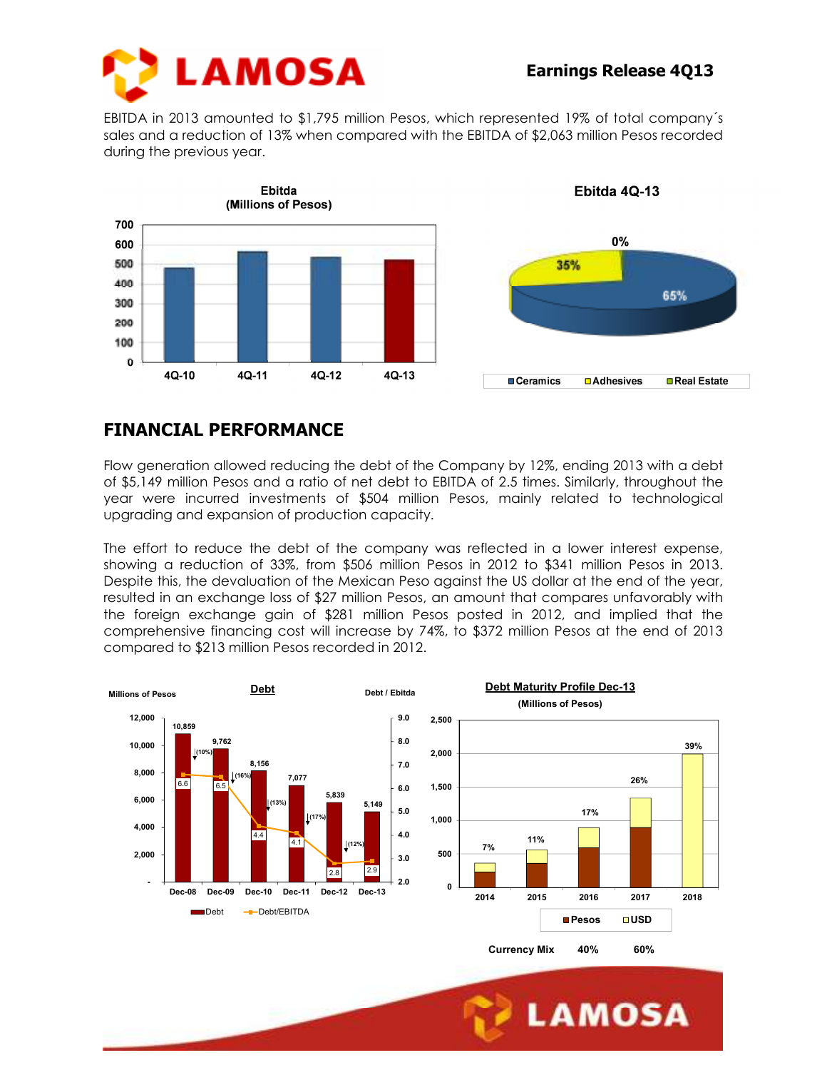EBITDA in 2013 amounted to $1,795 million Pesos, which represented 19% of total company´s sales and a reduction of 13% when compared with the EBITDA of $2,063 million Pesos recorded during the previous year.

Ebitda
(Millions of Pesos)

700
600
500
400
300
200
100
0

4Q-10
4Q-11
4Q-12
4Q-13

Ebitda 4Q-13

0%
35%
65%

Ceramics
Adhesives
Real Estate

## FINANCIAL PERFORMANCE

Flow generation allowed reducing the debt of the Company by 12%, ending 2013 with a debt of $5,149 million Pesos and a ratio of net debt to EBITDA of 2.5 times. Similarly, throughout the year were incurred investments of $504 million Pesos, mainly related to technological upgrading and expansion of production capacity.

The effort to reduce the debt of the company was reflected in a lower interest expense, showing a reduction of 33%, from $506 million Pesos in 2012 to $341 million Pesos in 2013. Despite this, the devaluation of the Mexican Peso against the US dollar at the end of the year, resulted in an exchange loss of $27 million Pesos, an amount that compares unfavorably with the foreign exchange gain of $281 million Pesos posted in 2012, and implied that the comprehensive financing cost will increase by 74%, to $372 million Pesos at the end of 2013 compared to $213 million Pesos recorded in 2012.

Debt

Millions of Pesos

Debt / Ebitda

12,000
10,000
8,000
6,000
4,000
2,000
-

9.0
8.0
7.0
6.0
5.0
4.0
3.0
2.0

10,859
9,762
8,156
7,077
5,839
5,149

(10%)
(16%)
(13%)
(17%)
(12%)

6.6
6.5
4.4
4.1
2.8
2.9

Dec-08
Dec-09
Dec-10
Dec-11
Dec-12
Dec-13

Debt
Debt/EBITDA

Debt Maturity Profile Dec-13
(Millions of Pesos)

2,500
2,000
1,500
1,000
500
0

7%
11%
17%
26%
39%

2014
2015
2016
2017
2018

Pesos
USD

Currency Mix 40% 60%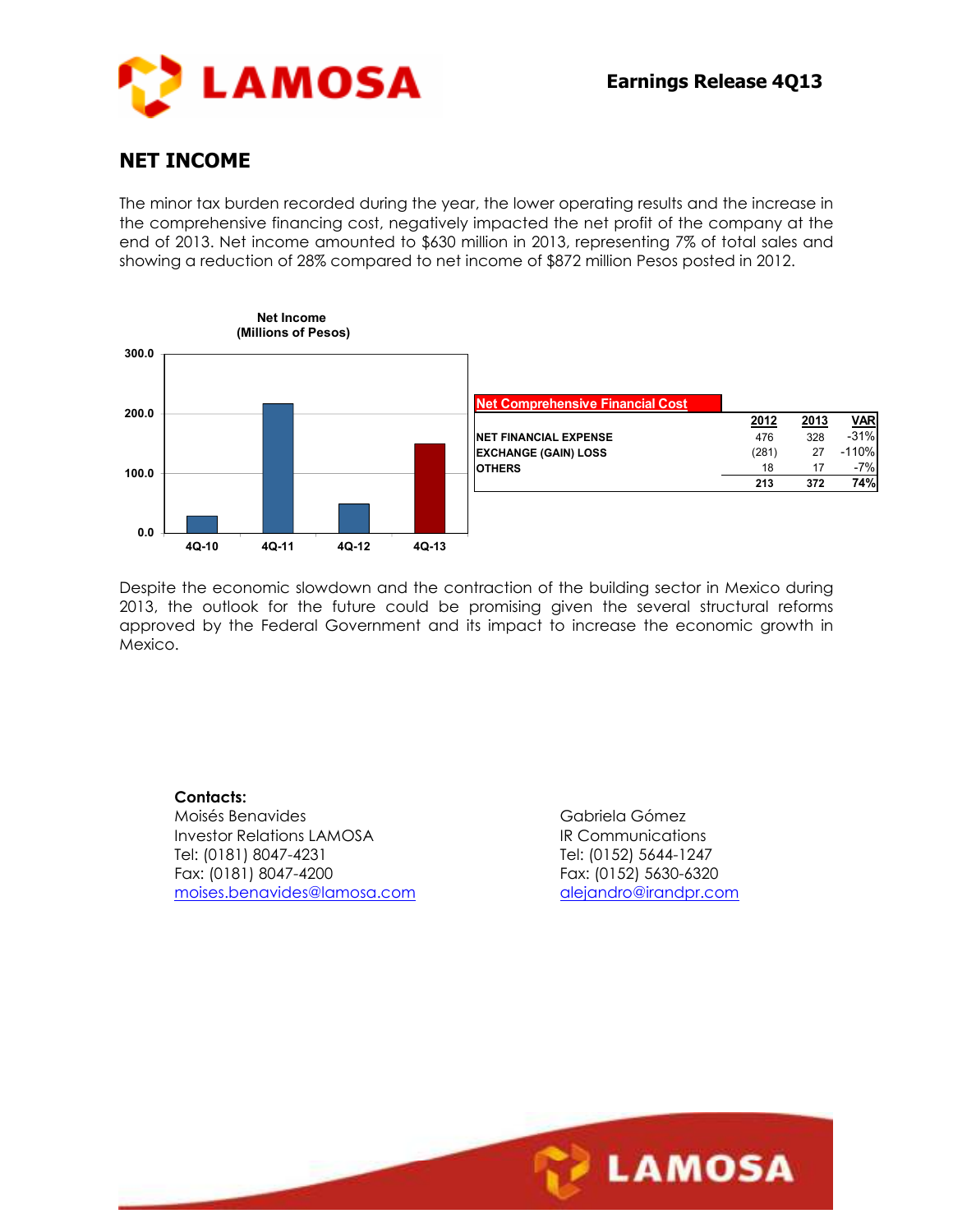## NET INCOME

The minor tax burden recorded during the year, the lower operating results and the increase in the comprehensive financing cost, negatively impacted the net profit of the company at the end of 2013. Net income amounted to $630 million in 2013, representing 7% of total sales and showing a reduction of 28% compared to net income of $872 million Pesos posted in 2012.

Net Income
(Millions of Pesos)

300.0
200.0
100.0
0.0

4Q-10
4Q-11
4Q-12
4Q-13

**Net Comprehensive Financial Cost**

| | 2012 | 2013 | VAR |
|---|---|---|---|
| NET FINANCIAL EXPENSE | 476 | 328 | -31% |
| EXCHANGE (GAIN) LOSS | (281) | 27 | -110% |
| OTHERS | 18 | 17 | -7% |
| | 213 | 372 | 74% |

Despite the economic slowdown and the contraction of the building sector in Mexico during 2013, the outlook for the future could be promising given the several structural reforms approved by the Federal Government and its impact to increase the economic growth in Mexico.

**Contacts:**

Moisés Benavides
Investor Relations LAMOSA
Tel: (0181) 8047-4231
Fax: (0181) 8047-4200
moises.benavides@lamosa.com

Gabriela Gómez
IR Communications
Tel: (0152) 5644-1247
Fax: (0152) 5630-6320
alejandro@irandpr.com